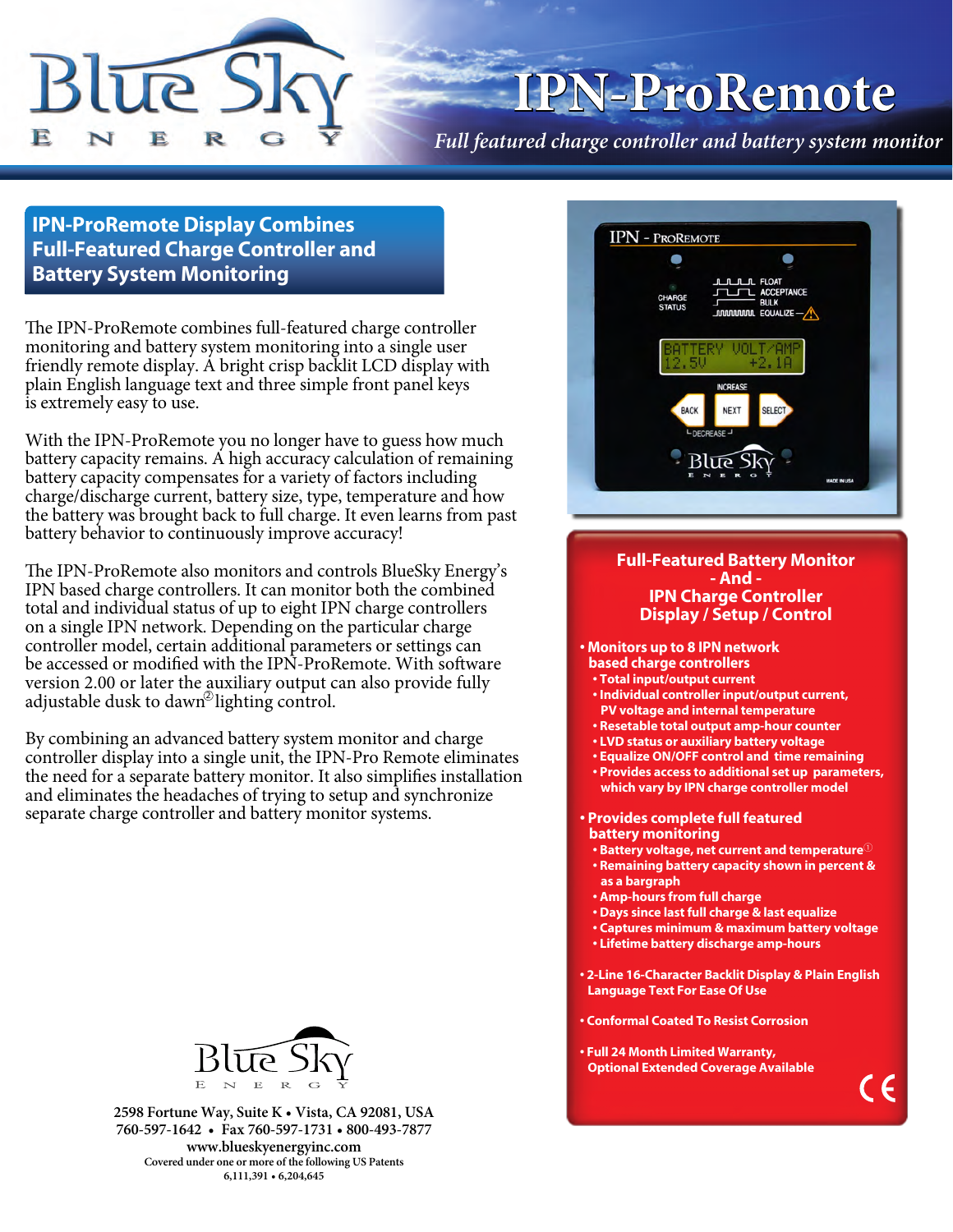# IPN-ProRemote

*Full featured charge controller and battery system monitor*

## IPN-ProRemote Display Combines Full-Featured Charge Controller and Battery System Monitoring

The IPN-ProRemote combines full-featured charge controller monitoring and battery system monitoring into a single user friendly remote display. A bright crisp backlit LCD display with plain English language text and three simple front panel keys is extremely easy to use.

With the IPN-ProRemote you no longer have to guess how much battery capacity remains. A high accuracy calculation of remaining battery capacity compensates for a variety of factors including charge/discharge current, battery size, type, temperature and how the battery was brought back to full charge. It even learns from past battery behavior to continuously improve accuracy!

The IPN-ProRemote also monitors and controls BlueSky Energy's IPN based charge controllers. It can monitor both the combined total and individual status of up to eight IPN charge controllers on a single IPN network. Depending on the particular charge controller model, certain additional parameters or settings can be accessed or modified with the IPN-ProRemote. With software version 2.00 or later the auxiliary output can also provide fully adjustable dusk to dawn[2] lighting control.

By combining an advanced battery system monitor and charge controller display into a single unit, the IPN-Pro Remote eliminates the need for a separate battery monitor. It also simplifies installation and eliminates the headaches of trying to setup and synchronize separate charge controller and battery monitor systems.

## Full-Featured Battery Monitor - And - IPN Charge Controller Display / Setup / Control

- **Monitors up to 8 IPN network based charge controllers**
  - Total input/output current
  - Individual controller input/output current, PV voltage and internal temperature
  - Resetable total output amp-hour counter
  - LVD status or auxiliary battery voltage
  - Equalize ON/OFF control and time remaining
  - Provides access to additional set up parameters, which vary by IPN charge controller model
- **Provides complete full featured battery monitoring**
  - Battery voltage, net current and temperature[1]
  - Remaining battery capacity shown in percent & as a bargraph
  - Amp-hours from full charge
  - Days since last full charge & last equalize
  - Captures minimum & maximum battery voltage
  - Lifetime battery discharge amp-hours
- **2-Line 16-Character Backlit Display & Plain English Language Text For Ease Of Use**
- **Conformal Coated To Resist Corrosion**
- **Full 24 Month Limited Warranty, Optional Extended Coverage Available**

2598 Fortune Way, Suite K • Vista, CA 92081, USA
760-597-1642 • Fax 760-597-1731 • 800-493-7877
www.blueskyenergyinc.com
Covered under one or more of the following US Patents
6,111,391 • 6,204,645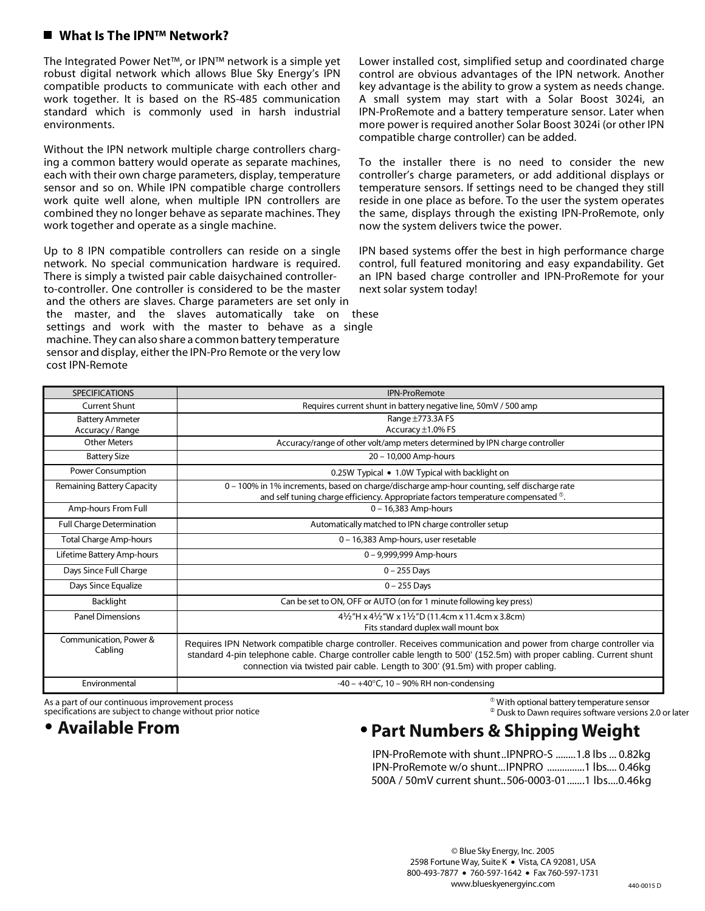## What Is The IPN™ Network?

The Integrated Power Net™, or IPN™ network is a simple yet robust digital network which allows Blue Sky Energy's IPN compatible products to communicate with each other and work together. It is based on the RS-485 communication standard which is commonly used in harsh industrial environments.

Without the IPN network multiple charge controllers charging a common battery would operate as separate machines, each with their own charge parameters, display, temperature sensor and so on. While IPN compatible charge controllers work quite well alone, when multiple IPN controllers are combined they no longer behave as separate machines. They work together and operate as a single machine.

Up to 8 IPN compatible controllers can reside on a single network. No special communication hardware is required. There is simply a twisted pair cable daisychained controller-to-controller. One controller is considered to be the master and the others are slaves. Charge parameters are set only in the master, and the slaves automatically take on these settings and work with the master to behave as a single machine. They can also share a common battery temperature sensor and display, either the IPN-Pro Remote or the very low cost IPN-Remote

Lower installed cost, simplified setup and coordinated charge control are obvious advantages of the IPN network. Another key advantage is the ability to grow a system as needs change. A small system may start with a Solar Boost 3024i, an IPN-ProRemote and a battery temperature sensor. Later when more power is required another Solar Boost 3024i (or other IPN compatible charge controller) can be added.

To the installer there is no need to consider the new controller's charge parameters, or add additional displays or temperature sensors. If settings need to be changed they still reside in one place as before. To the user the system operates the same, displays through the existing IPN-ProRemote, only now the system delivers twice the power.

IPN based systems offer the best in high performance charge control, full featured monitoring and easy expandability. Get an IPN based charge controller and IPN-ProRemote for your next solar system today!

| SPECIFICATIONS | IPN-ProRemote |
|---|---|
| Current Shunt | Requires current shunt in battery negative line, 50mV / 500 amp |
| Battery Ammeter Accuracy / Range | Range ±773.3A FS<br>Accuracy ±1.0% FS |
| Other Meters | Accuracy/range of other volt/amp meters determined by IPN charge controller |
| Battery Size | 20 – 10,000 Amp-hours |
| Power Consumption | 0.25W Typical • 1.0W Typical with backlight on |
| Remaining Battery Capacity | 0 – 100% in 1% increments, based on charge/discharge amp-hour counting, self discharge rate and self tuning charge efficiency. Appropriate factors temperature compensated [1]. |
| Amp-hours From Full | 0 – 16,383 Amp-hours |
| Full Charge Determination | Automatically matched to IPN charge controller setup |
| Total Charge Amp-hours | 0 – 16,383 Amp-hours, user resetable |
| Lifetime Battery Amp-hours | 0 – 9,999,999 Amp-hours |
| Days Since Full Charge | 0 – 255 Days |
| Days Since Equalize | 0 – 255 Days |
| Backlight | Can be set to ON, OFF or AUTO (on for 1 minute following key press) |
| Panel Dimensions | 4½"H x 4½"W x 1½"D (11.4cm x 11.4cm x 3.8cm)<br>Fits standard duplex wall mount box |
| Communication, Power & Cabling | Requires IPN Network compatible charge controller. Receives communication and power from charge controller via standard 4-pin telephone cable. Charge controller cable length to 500' (152.5m) with proper cabling. Current shunt connection via twisted pair cable. Length to 300' (91.5m) with proper cabling. |
| Environmental | -40 – +40°C, 10 – 90% RH non-condensing |

As a part of our continuous improvement process specifications are subject to change without prior notice

[1] With optional battery temperature sensor
[2] Dusk to Dawn requires software versions 2.0 or later

## • Available From

## • Part Numbers & Shipping Weight

IPN-ProRemote with shunt..IPNPRO-S ........1.8 lbs ... 0.82kg
IPN-ProRemote w/o shunt...IPNPRO ..............1 lbs.... 0.46kg
500A / 50mV current shunt..506-0003-01.......1 lbs....0.46kg

© Blue Sky Energy, Inc. 2005
2598 Fortune Way, Suite K • Vista, CA 92081, USA
800-493-7877 • 760-597-1642 • Fax 760-597-1731
www.blueskyenergyinc.com

440-0015 D